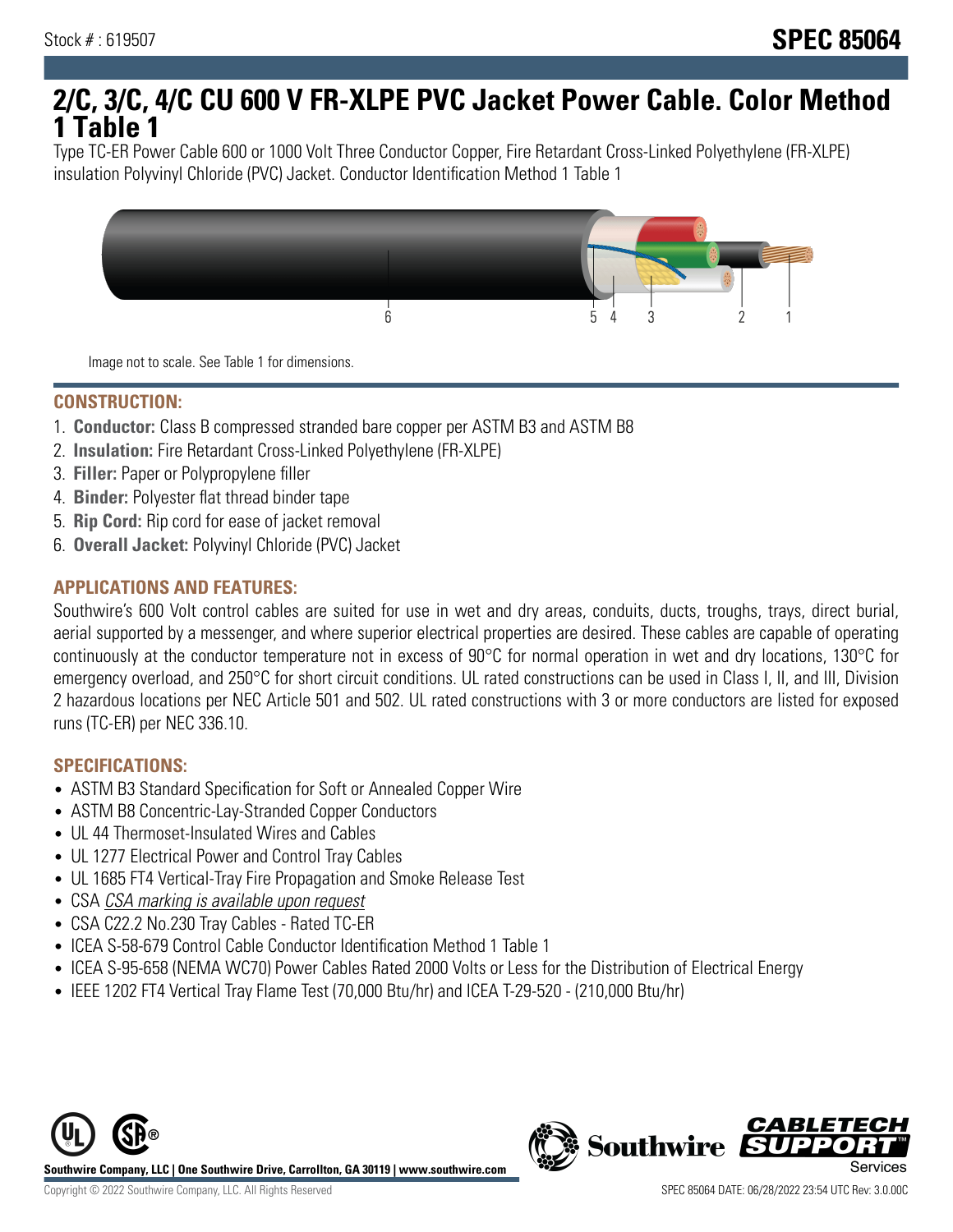Stock # : 619507

**SPEC 85064**

# 2/C, 3/C, 4/C CU 600 V FR-XLPE PVC Jacket Power Cable. Color Method 1 Table 1

Type TC-ER Power Cable 600 or 1000 Volt Three Conductor Copper, Fire Retardant Cross-Linked Polyethylene (FR-XLPE) insulation Polyvinyl Chloride (PVC) Jacket. Conductor Identification Method 1 Table 1

6 5 4 3 2 1

Image not to scale. See Table 1 for dimensions.

## CONSTRUCTION:

1. **Conductor:** Class B compressed stranded bare copper per ASTM B3 and ASTM B8
2. **Insulation:** Fire Retardant Cross-Linked Polyethylene (FR-XLPE)
3. **Filler:** Paper or Polypropylene filler
4. **Binder:** Polyester flat thread binder tape
5. **Rip Cord:** Rip cord for ease of jacket removal
6. **Overall Jacket:** Polyvinyl Chloride (PVC) Jacket

## APPLICATIONS AND FEATURES:

Southwire's 600 Volt control cables are suited for use in wet and dry areas, conduits, ducts, troughs, trays, direct burial, aerial supported by a messenger, and where superior electrical properties are desired. These cables are capable of operating continuously at the conductor temperature not in excess of 90°C for normal operation in wet and dry locations, 130°C for emergency overload, and 250°C for short circuit conditions. UL rated constructions can be used in Class I, II, and III, Division 2 hazardous locations per NEC Article 501 and 502. UL rated constructions with 3 or more conductors are listed for exposed runs (TC-ER) per NEC 336.10.

## SPECIFICATIONS:

- ASTM B3 Standard Specification for Soft or Annealed Copper Wire
- ASTM B8 Concentric-Lay-Stranded Copper Conductors
- UL 44 Thermoset-Insulated Wires and Cables
- UL 1277 Electrical Power and Control Tray Cables
- UL 1685 FT4 Vertical-Tray Fire Propagation and Smoke Release Test
- CSA *CSA marking is available upon request*
- CSA C22.2 No.230 Tray Cables - Rated TC-ER
- ICEA S-58-679 Control Cable Conductor Identification Method 1 Table 1
- ICEA S-95-658 (NEMA WC70) Power Cables Rated 2000 Volts or Less for the Distribution of Electrical Energy
- IEEE 1202 FT4 Vertical Tray Flame Test (70,000 Btu/hr) and ICEA T-29-520 - (210,000 Btu/hr)

**Southwire Company, LLC | One Southwire Drive, Carrollton, GA 30119 | www.southwire.com**

Copyright © 2022 Southwire Company, LLC. All Rights Reserved

SPEC 85064 DATE: 06/28/2022 23:54 UTC Rev: 3.0.00C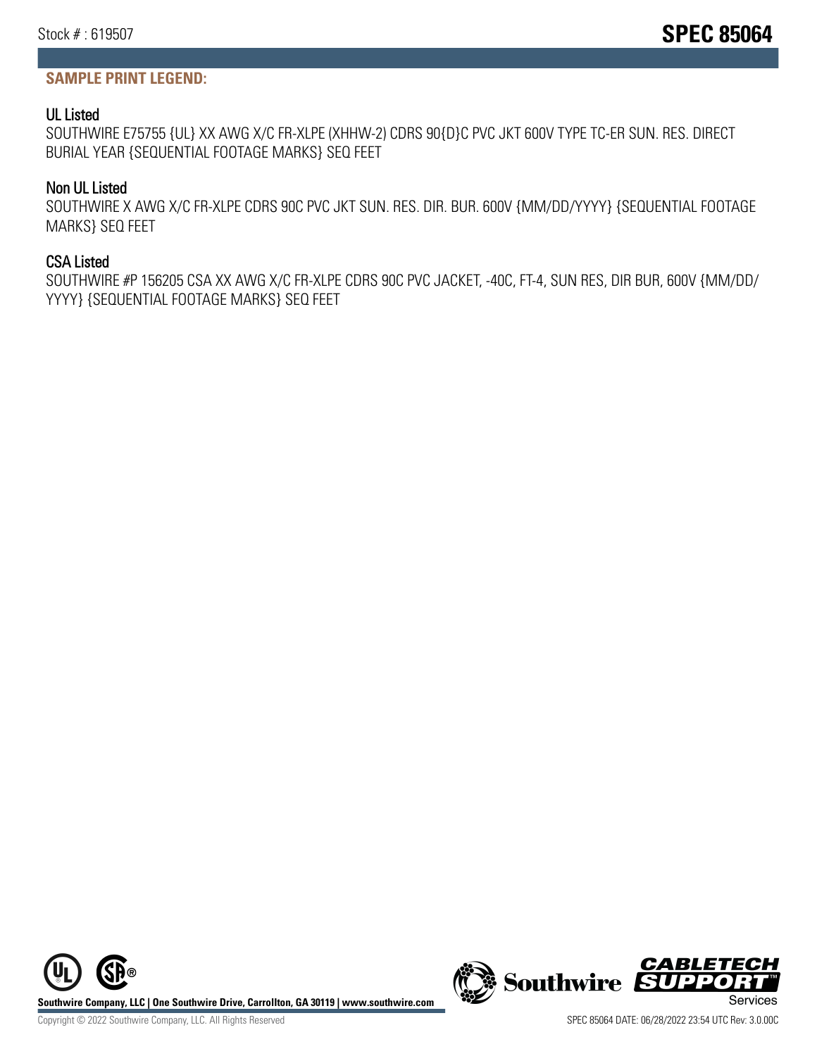## SAMPLE PRINT LEGEND:

### UL Listed

SOUTHWIRE E75755 {UL} XX AWG X/C FR-XLPE (XHHW-2) CDRS 90{D}C PVC JKT 600V TYPE TC-ER SUN. RES. DIRECT BURIAL YEAR {SEQUENTIAL FOOTAGE MARKS} SEQ FEET

### Non UL Listed

SOUTHWIRE X AWG X/C FR-XLPE CDRS 90C PVC JKT SUN. RES. DIR. BUR. 600V {MM/DD/YYYY} {SEQUENTIAL FOOTAGE MARKS} SEQ FEET

### CSA Listed

SOUTHWIRE #P 156205 CSA XX AWG X/C FR-XLPE CDRS 90C PVC JACKET, -40C, FT-4, SUN RES, DIR BUR, 600V {MM/DD/YYYY} {SEQUENTIAL FOOTAGE MARKS} SEQ FEET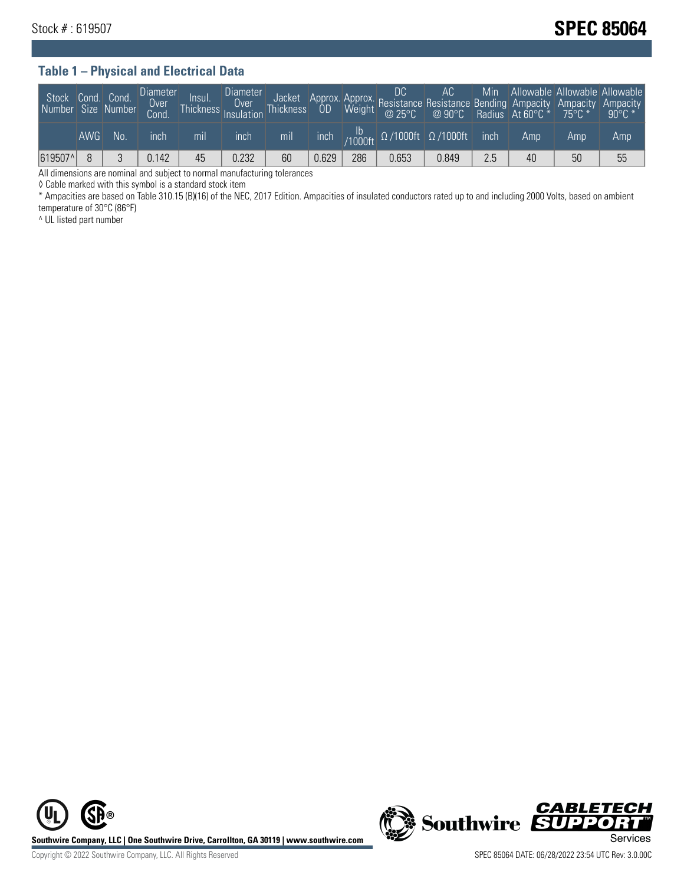## Table 1 – Physical and Electrical Data

| Stock Number | Cond. Size | Cond. Number | Diameter Over Cond. | Insul. Thickness | Diameter Over Insulation | Jacket Thickness | Approx. OD | Approx. Weight | DC Resistance @ 25°C | AC Resistance @ 90°C | Min Bending Radius | Allowable Ampacity At 60°C * | Allowable Ampacity 75°C * | Allowable Ampacity 90°C * |
|---|---|---|---|---|---|---|---|---|---|---|---|---|---|---|
| | AWG | No. | inch | mil | inch | mil | inch | lb /1000ft | Ω /1000ft | Ω /1000ft | inch | Amp | Amp | Amp |
| 619507^ | 8 | 3 | 0.142 | 45 | 0.232 | 60 | 0.629 | 286 | 0.653 | 0.849 | 2.5 | 40 | 50 | 55 |

All dimensions are nominal and subject to normal manufacturing tolerances

◊ Cable marked with this symbol is a standard stock item

* Ampacities are based on Table 310.15 (B)(16) of the NEC, 2017 Edition. Ampacities of insulated conductors rated up to and including 2000 Volts, based on ambient temperature of 30°C (86°F)

^ UL listed part number

**Southwire Company, LLC | One Southwire Drive, Carrollton, GA 30119 | www.southwire.com**

Copyright © 2022 Southwire Company, LLC. All Rights Reserved

SPEC 85064 DATE: 06/28/2022 23:54 UTC Rev: 3.0.00C